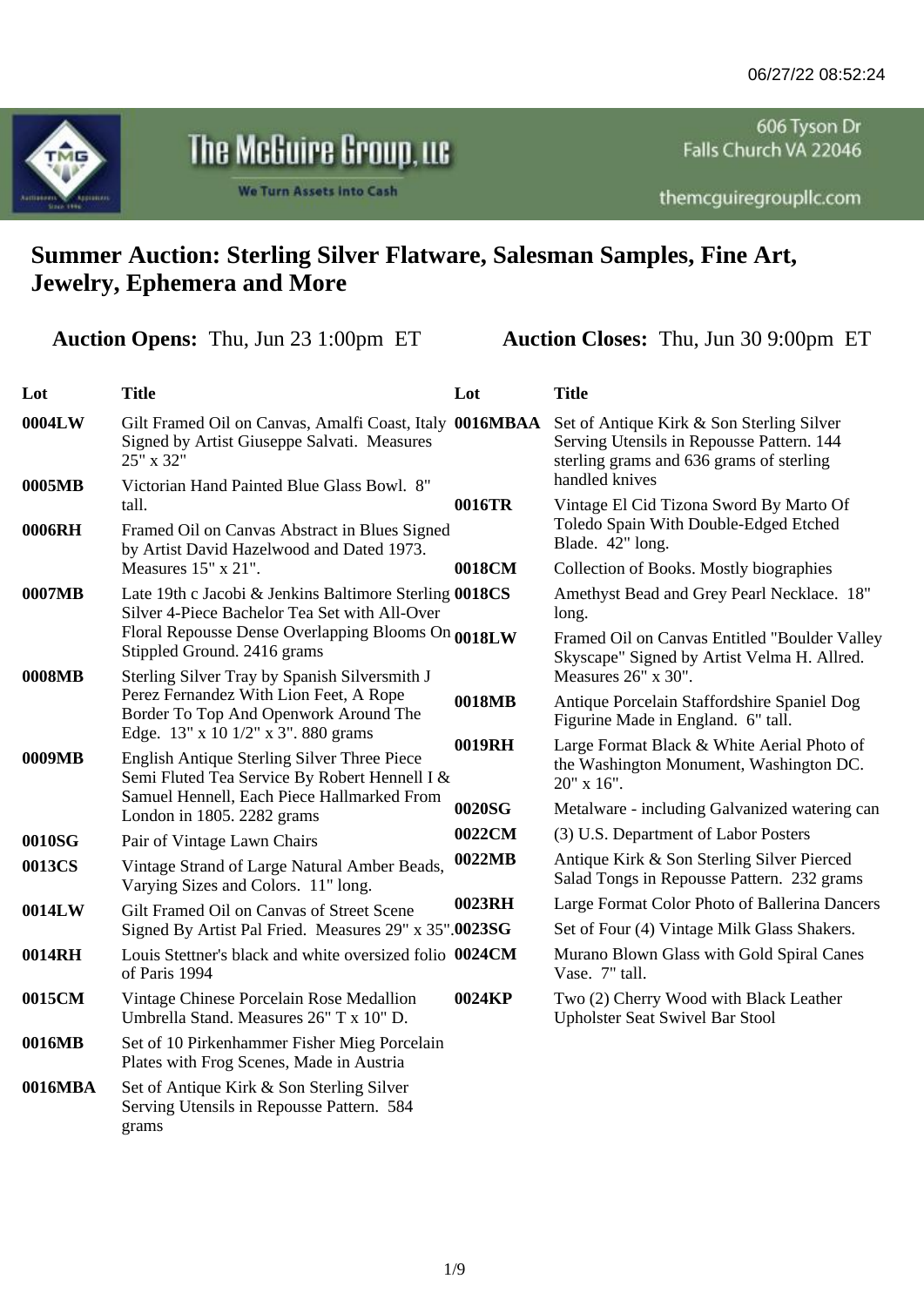# Summer Auction: Sterling Silver Flatware, Salesman Samples, Fine Art, Jewelry, Ephemera and More

**Auction Opens:** Thu, Jun 23 1:00pm ET **Auction Closes:** Thu, Jun 30 9:00pm ET

| Lot | Title |
| --- | --- |
| **0004LW** | Gilt Framed Oil on Canvas, Amalfi Coast, Italy Signed by Artist Giuseppe Salvati. Measures 25" x 32" |
| **0005MB** | Victorian Hand Painted Blue Glass Bowl. 8" tall. |
| **0006RH** | Framed Oil on Canvas Abstract in Blues Signed by Artist David Hazelwood and Dated 1973. Measures 15" x 21". |
| **0007MB** | Late 19th c Jacobi & Jenkins Baltimore Sterling Silver 4-Piece Bachelor Tea Set with All-Over Floral Repousse Dense Overlapping Blooms On Stippled Ground. 2416 grams |
| **0008MB** | Sterling Silver Tray by Spanish Silversmith J Perez Fernandez With Lion Feet, A Rope Border To Top And Openwork Around The Edge. 13" x 10 1/2" x 3". 880 grams |
| **0009MB** | English Antique Sterling Silver Three Piece Semi Fluted Tea Service By Robert Hennell I & Samuel Hennell, Each Piece Hallmarked From London in 1805. 2282 grams |
| **0010SG** | Pair of Vintage Lawn Chairs |
| **0013CS** | Vintage Strand of Large Natural Amber Beads, Varying Sizes and Colors. 11" long. |
| **0014LW** | Gilt Framed Oil on Canvas of Street Scene Signed By Artist Pal Fried. Measures 29" x 35". |
| **0014RH** | Louis Stettner's black and white oversized folio of Paris 1994 |
| **0015CM** | Vintage Chinese Porcelain Rose Medallion Umbrella Stand. Measures 26" T x 10" D. |
| **0016MB** | Set of 10 Pirkenhammer Fisher Mieg Porcelain Plates with Frog Scenes, Made in Austria |
| **0016MBA** | Set of Antique Kirk & Son Sterling Silver Serving Utensils in Repousse Pattern. 584 grams |
| **0016MBAA** | Set of Antique Kirk & Son Sterling Silver Serving Utensils in Repousse Pattern. 144 sterling grams and 636 grams of sterling handled knives |
| **0016TR** | Vintage El Cid Tizona Sword By Marto Of Toledo Spain With Double-Edged Etched Blade. 42" long. |
| **0018CM** | Collection of Books. Mostly biographies |
| **0018CS** | Amethyst Bead and Grey Pearl Necklace. 18" long. |
| **0018LW** | Framed Oil on Canvas Entitled "Boulder Valley Skyscape" Signed by Artist Velma H. Allred. Measures 26" x 30". |
| **0018MB** | Antique Porcelain Staffordshire Spaniel Dog Figurine Made in England. 6" tall. |
| **0019RH** | Large Format Black & White Aerial Photo of the Washington Monument, Washington DC. 20" x 16". |
| **0020SG** | Metalware - including Galvanized watering can |
| **0022CM** | (3) U.S. Department of Labor Posters |
| **0022MB** | Antique Kirk & Son Sterling Silver Pierced Salad Tongs in Repousse Pattern. 232 grams |
| **0023RH** | Large Format Color Photo of Ballerina Dancers |
| **0023SG** | Set of Four (4) Vintage Milk Glass Shakers. |
| **0024CM** | Murano Blown Glass with Gold Spiral Canes Vase. 7" tall. |
| **0024KP** | Two (2) Cherry Wood with Black Leather Upholster Seat Swivel Bar Stool |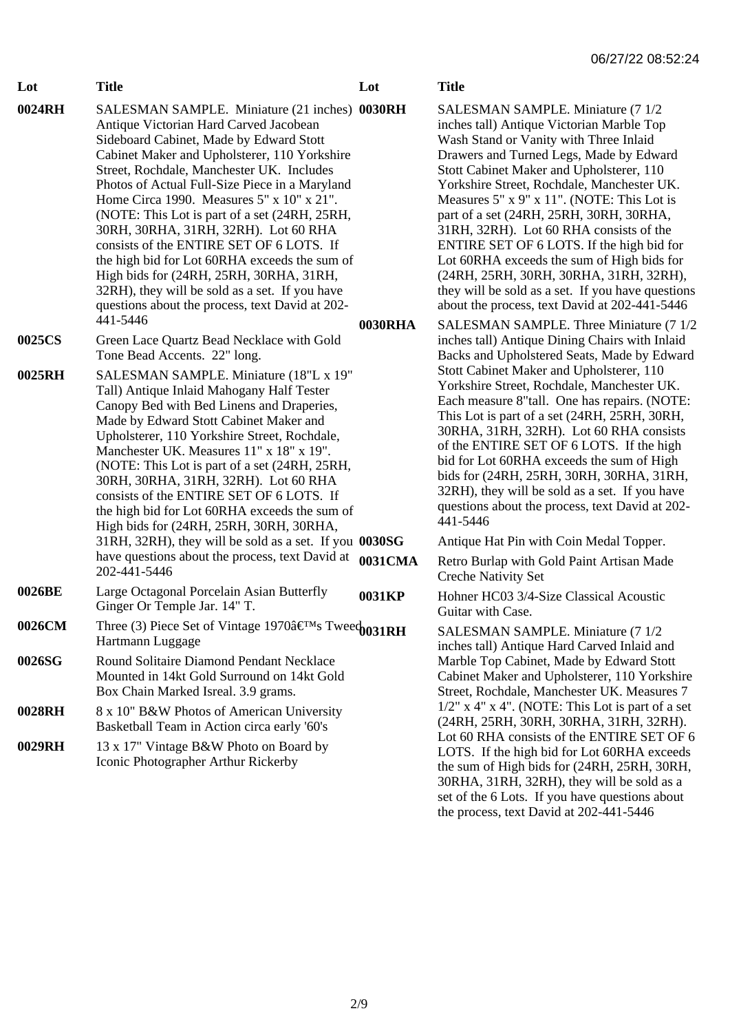| Lot | Title |
| --- | --- |
| 0024RH | SALESMAN SAMPLE. Miniature (21 inches) Antique Victorian Hard Carved Jacobean Sideboard Cabinet, Made by Edward Stott Cabinet Maker and Upholsterer, 110 Yorkshire Street, Rochdale, Manchester UK. Includes Photos of Actual Full-Size Piece in a Maryland Home Circa 1990. Measures 5" x 10" x 21". (NOTE: This Lot is part of a set (24RH, 25RH, 30RH, 30RHA, 31RH, 32RH). Lot 60 RHA consists of the ENTIRE SET OF 6 LOTS. If the high bid for Lot 60RHA exceeds the sum of High bids for (24RH, 25RH, 30RHA, 31RH, 32RH), they will be sold as a set. If you have questions about the process, text David at 202-441-5446 |
| 0025CS | Green Lace Quartz Bead Necklace with Gold Tone Bead Accents. 22" long. |
| 0025RH | SALESMAN SAMPLE. Miniature (18"L x 19" Tall) Antique Inlaid Mahogany Half Tester Canopy Bed with Bed Linens and Draperies, Made by Edward Stott Cabinet Maker and Upholsterer, 110 Yorkshire Street, Rochdale, Manchester UK. Measures 11" x 18" x 19". (NOTE: This Lot is part of a set (24RH, 25RH, 30RH, 30RHA, 31RH, 32RH). Lot 60 RHA consists of the ENTIRE SET OF 6 LOTS. If the high bid for Lot 60RHA exceeds the sum of High bids for (24RH, 25RH, 30RH, 30RHA, 31RH, 32RH), they will be sold as a set. If you have questions about the process, text David at 202-441-5446 |
| 0026BE | Large Octagonal Porcelain Asian Butterfly Ginger Or Temple Jar. 14" T. |
| 0026CM | Three (3) Piece Set of Vintage 1970â€™s Tweed Hartmann Luggage |
| 0026SG | Round Solitaire Diamond Pendant Necklace Mounted in 14kt Gold Surround on 14kt Gold Box Chain Marked Isreal. 3.9 grams. |
| 0028RH | 8 x 10" B&W Photos of American University Basketball Team in Action circa early '60's |
| 0029RH | 13 x 17" Vintage B&W Photo on Board by Iconic Photographer Arthur Rickerby |
| 0030RH | SALESMAN SAMPLE. Miniature (7 1/2 inches tall) Antique Victorian Marble Top Wash Stand or Vanity with Three Inlaid Drawers and Turned Legs, Made by Edward Stott Cabinet Maker and Upholsterer, 110 Yorkshire Street, Rochdale, Manchester UK. Measures 5" x 9" x 11". (NOTE: This Lot is part of a set (24RH, 25RH, 30RH, 30RHA, 31RH, 32RH). Lot 60 RHA consists of the ENTIRE SET OF 6 LOTS. If the high bid for Lot 60RHA exceeds the sum of High bids for (24RH, 25RH, 30RH, 30RHA, 31RH, 32RH), they will be sold as a set. If you have questions about the process, text David at 202-441-5446 |
| 0030RHA | SALESMAN SAMPLE. Three Miniature (7 1/2 inches tall) Antique Dining Chairs with Inlaid Backs and Upholstered Seats, Made by Edward Stott Cabinet Maker and Upholsterer, 110 Yorkshire Street, Rochdale, Manchester UK. Each measure 8"tall. One has repairs. (NOTE: This Lot is part of a set (24RH, 25RH, 30RH, 30RHA, 31RH, 32RH). Lot 60 RHA consists of the ENTIRE SET OF 6 LOTS. If the high bid for Lot 60RHA exceeds the sum of High bids for (24RH, 25RH, 30RH, 30RHA, 31RH, 32RH), they will be sold as a set. If you have questions about the process, text David at 202-441-5446 |
| 0030SG | Antique Hat Pin with Coin Medal Topper. |
| 0031CMA | Retro Burlap with Gold Paint Artisan Made Creche Nativity Set |
| 0031KP | Hohner HC03 3/4-Size Classical Acoustic Guitar with Case. |
| 0031RH | SALESMAN SAMPLE. Miniature (7 1/2 inches tall) Antique Hard Carved Inlaid and Marble Top Cabinet, Made by Edward Stott Cabinet Maker and Upholsterer, 110 Yorkshire Street, Rochdale, Manchester UK. Measures 7 1/2" x 4" x 4". (NOTE: This Lot is part of a set (24RH, 25RH, 30RH, 30RHA, 31RH, 32RH). Lot 60 RHA consists of the ENTIRE SET OF 6 LOTS. If the high bid for Lot 60RHA exceeds the sum of High bids for (24RH, 25RH, 30RH, 30RHA, 31RH, 32RH), they will be sold as a set of the 6 Lots. If you have questions about the process, text David at 202-441-5446 |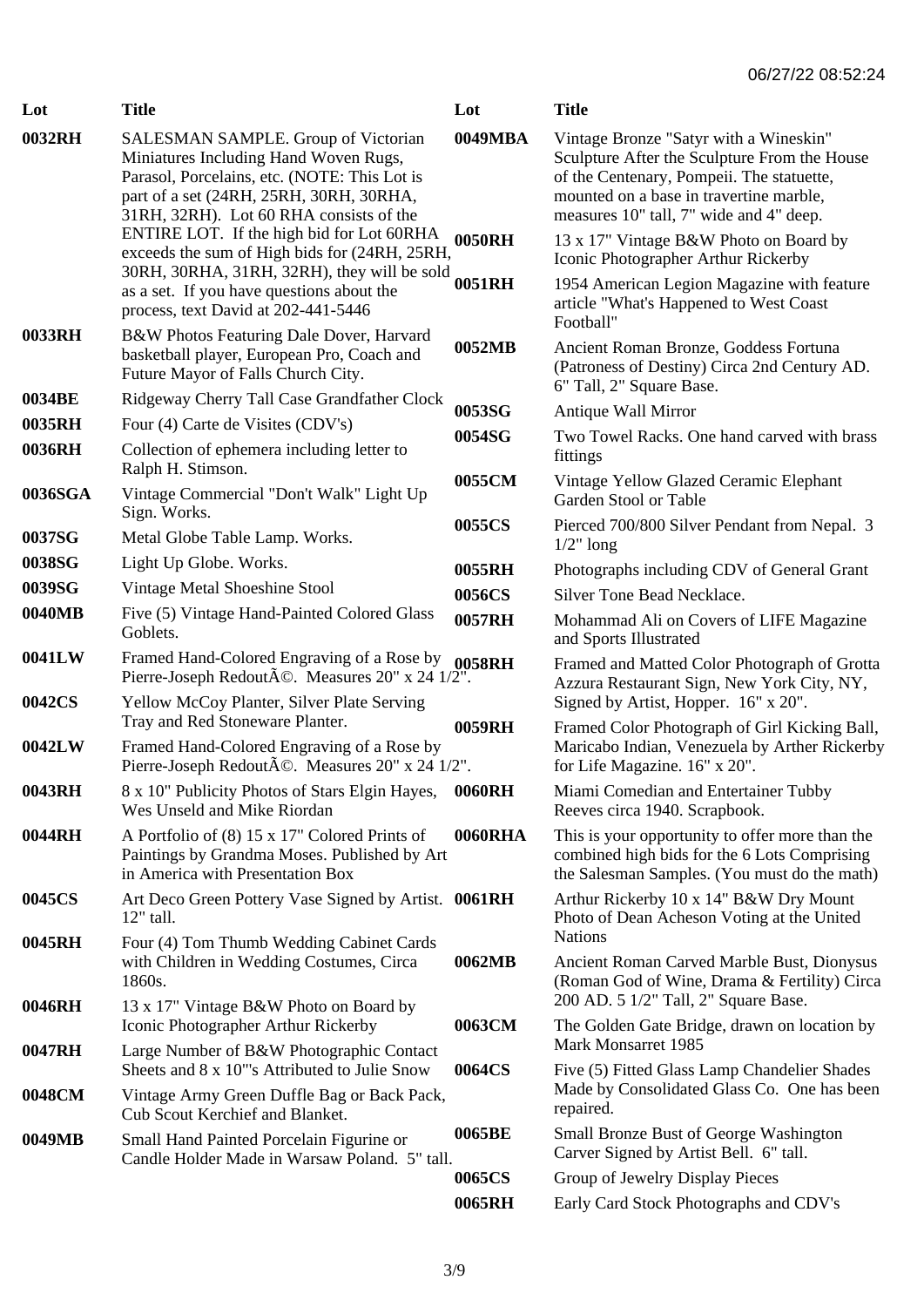06/27/22 08:52:24

| Lot | Title |
| --- | --- |
| 0032RH | SALESMAN SAMPLE. Group of Victorian Miniatures Including Hand Woven Rugs, Parasol, Porcelains, etc. (NOTE: This Lot is part of a set (24RH, 25RH, 30RH, 30RHA, 31RH, 32RH). Lot 60 RHA consists of the ENTIRE LOT. If the high bid for Lot 60RHA exceeds the sum of High bids for (24RH, 25RH, 30RH, 30RHA, 31RH, 32RH), they will be sold as a set. If you have questions about the process, text David at 202-441-5446 |
| 0033RH | B&W Photos Featuring Dale Dover, Harvard basketball player, European Pro, Coach and Future Mayor of Falls Church City. |
| 0034BE | Ridgeway Cherry Tall Case Grandfather Clock |
| 0035RH | Four (4) Carte de Visites (CDV's) |
| 0036RH | Collection of ephemera including letter to Ralph H. Stimson. |
| 0036SGA | Vintage Commercial "Don't Walk" Light Up Sign. Works. |
| 0037SG | Metal Globe Table Lamp. Works. |
| 0038SG | Light Up Globe. Works. |
| 0039SG | Vintage Metal Shoeshine Stool |
| 0040MB | Five (5) Vintage Hand-Painted Colored Glass Goblets. |
| 0041LW | Framed Hand-Colored Engraving of a Rose by Pierre-Joseph RedoutÃ©. Measures 20" x 24 1/2". |
| 0042CS | Yellow McCoy Planter, Silver Plate Serving Tray and Red Stoneware Planter. |
| 0042LW | Framed Hand-Colored Engraving of a Rose by Pierre-Joseph RedoutÃ©. Measures 20" x 24 1/2". |
| 0043RH | 8 x 10" Publicity Photos of Stars Elgin Hayes, Wes Unseld and Mike Riordan |
| 0044RH | A Portfolio of (8) 15 x 17" Colored Prints of Paintings by Grandma Moses. Published by Art in America with Presentation Box |
| 0045CS | Art Deco Green Pottery Vase Signed by Artist. 12" tall. |
| 0045RH | Four (4) Tom Thumb Wedding Cabinet Cards with Children in Wedding Costumes, Circa 1860s. |
| 0046RH | 13 x 17" Vintage B&W Photo on Board by Iconic Photographer Arthur Rickerby |
| 0047RH | Large Number of B&W Photographic Contact Sheets and 8 x 10"'s Attributed to Julie Snow |
| 0048CM | Vintage Army Green Duffle Bag or Back Pack, Cub Scout Kerchief and Blanket. |
| 0049MB | Small Hand Painted Porcelain Figurine or Candle Holder Made in Warsaw Poland. 5" tall. |
| 0049MBA | Vintage Bronze "Satyr with a Wineskin" Sculpture After the Sculpture From the House of the Centenary, Pompeii. The statuette, mounted on a base in travertine marble, measures 10" tall, 7" wide and 4" deep. |
| 0050RH | 13 x 17" Vintage B&W Photo on Board by Iconic Photographer Arthur Rickerby |
| 0051RH | 1954 American Legion Magazine with feature article "What's Happened to West Coast Football" |
| 0052MB | Ancient Roman Bronze, Goddess Fortuna (Patroness of Destiny) Circa 2nd Century AD. 6" Tall, 2" Square Base. |
| 0053SG | Antique Wall Mirror |
| 0054SG | Two Towel Racks. One hand carved with brass fittings |
| 0055CM | Vintage Yellow Glazed Ceramic Elephant Garden Stool or Table |
| 0055CS | Pierced 700/800 Silver Pendant from Nepal. 3 1/2" long |
| 0055RH | Photographs including CDV of General Grant |
| 0056CS | Silver Tone Bead Necklace. |
| 0057RH | Mohammad Ali on Covers of LIFE Magazine and Sports Illustrated |
| 0058RH | Framed and Matted Color Photograph of Grotta Azzura Restaurant Sign, New York City, NY, Signed by Artist, Hopper. 16" x 20". |
| 0059RH | Framed Color Photograph of Girl Kicking Ball, Maricabo Indian, Venezuela by Arther Rickerby for Life Magazine. 16" x 20". |
| 0060RH | Miami Comedian and Entertainer Tubby Reeves circa 1940. Scrapbook. |
| 0060RHA | This is your opportunity to offer more than the combined high bids for the 6 Lots Comprising the Salesman Samples. (You must do the math) |
| 0061RH | Arthur Rickerby 10 x 14" B&W Dry Mount Photo of Dean Acheson Voting at the United Nations |
| 0062MB | Ancient Roman Carved Marble Bust, Dionysus (Roman God of Wine, Drama & Fertility) Circa 200 AD. 5 1/2" Tall, 2" Square Base. |
| 0063CM | The Golden Gate Bridge, drawn on location by Mark Monsarret 1985 |
| 0064CS | Five (5) Fitted Glass Lamp Chandelier Shades Made by Consolidated Glass Co. One has been repaired. |
| 0065BE | Small Bronze Bust of George Washington Carver Signed by Artist Bell. 6" tall. |
| 0065CS | Group of Jewelry Display Pieces |
| 0065RH | Early Card Stock Photographs and CDV's |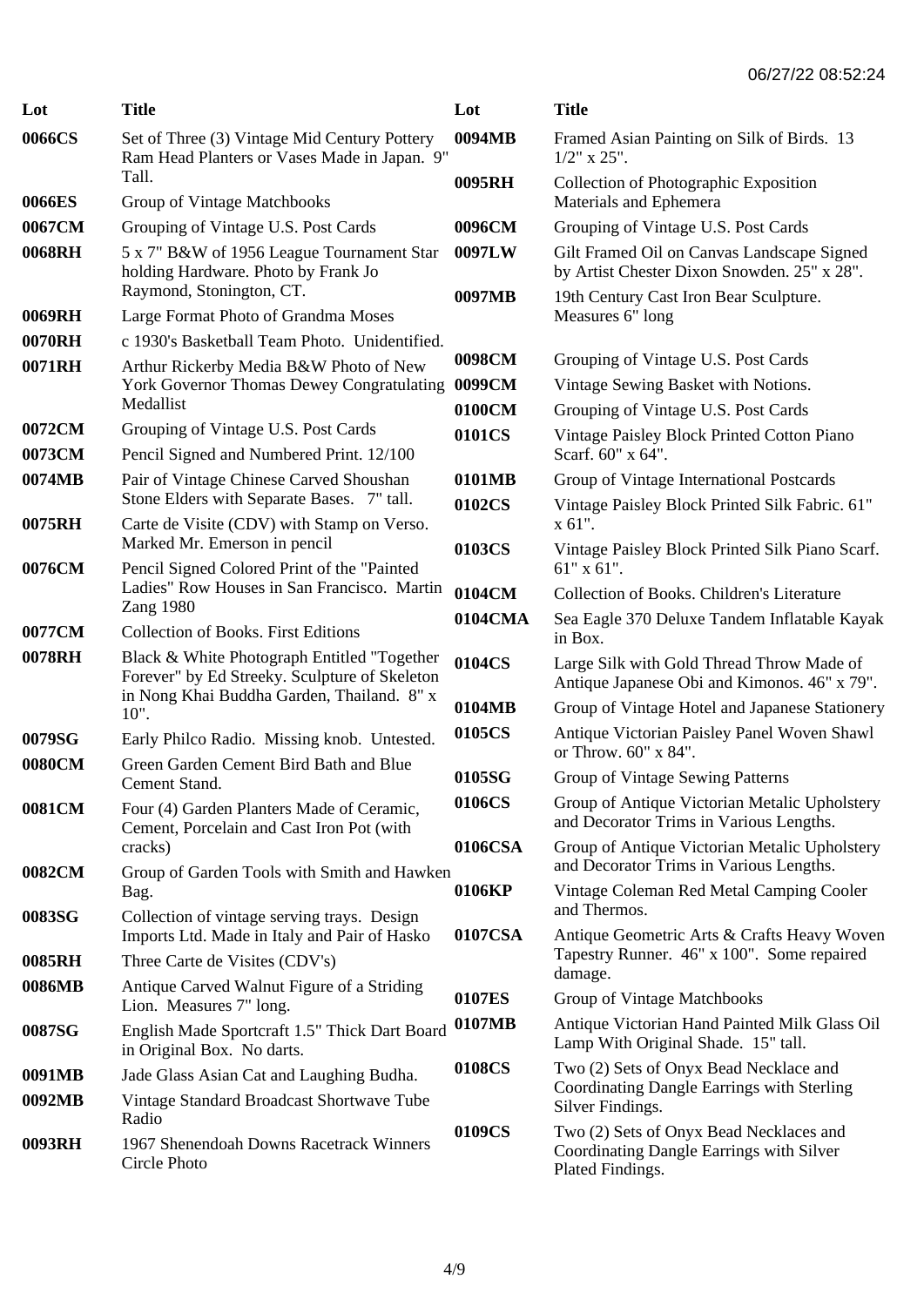| Lot | Title |
| --- | --- |
| 0066CS | Set of Three (3) Vintage Mid Century Pottery Ram Head Planters or Vases Made in Japan. 9" Tall. |
| 0066ES | Group of Vintage Matchbooks |
| 0067CM | Grouping of Vintage U.S. Post Cards |
| 0068RH | 5 x 7" B&W of 1956 League Tournament Star holding Hardware. Photo by Frank Jo Raymond, Stonington, CT. |
| 0069RH | Large Format Photo of Grandma Moses |
| 0070RH | c 1930's Basketball Team Photo. Unidentified. |
| 0071RH | Arthur Rickerby Media B&W Photo of New York Governor Thomas Dewey Congratulating Medallist |
| 0072CM | Grouping of Vintage U.S. Post Cards |
| 0073CM | Pencil Signed and Numbered Print. 12/100 |
| 0074MB | Pair of Vintage Chinese Carved Shoushan Stone Elders with Separate Bases. 7" tall. |
| 0075RH | Carte de Visite (CDV) with Stamp on Verso. Marked Mr. Emerson in pencil |
| 0076CM | Pencil Signed Colored Print of the "Painted Ladies" Row Houses in San Francisco. Martin Zang 1980 |
| 0077CM | Collection of Books. First Editions |
| 0078RH | Black & White Photograph Entitled "Together Forever" by Ed Streeky. Sculpture of Skeleton in Nong Khai Buddha Garden, Thailand. 8" x 10". |
| 0079SG | Early Philco Radio. Missing knob. Untested. |
| 0080CM | Green Garden Cement Bird Bath and Blue Cement Stand. |
| 0081CM | Four (4) Garden Planters Made of Ceramic, Cement, Porcelain and Cast Iron Pot (with cracks) |
| 0082CM | Group of Garden Tools with Smith and Hawken Bag. |
| 0083SG | Collection of vintage serving trays. Design Imports Ltd. Made in Italy and Pair of Hasko |
| 0085RH | Three Carte de Visites (CDV's) |
| 0086MB | Antique Carved Walnut Figure of a Striding Lion. Measures 7" long. |
| 0087SG | English Made Sportcraft 1.5" Thick Dart Board in Original Box. No darts. |
| 0091MB | Jade Glass Asian Cat and Laughing Budha. |
| 0092MB | Vintage Standard Broadcast Shortwave Tube Radio |
| 0093RH | 1967 Shenendoah Downs Racetrack Winners Circle Photo |
| 0094MB | Framed Asian Painting on Silk of Birds. 13 1/2" x 25". |
| 0095RH | Collection of Photographic Exposition Materials and Ephemera |
| 0096CM | Grouping of Vintage U.S. Post Cards |
| 0097LW | Gilt Framed Oil on Canvas Landscape Signed by Artist Chester Dixon Snowden. 25" x 28". |
| 0097MB | 19th Century Cast Iron Bear Sculpture. Measures 6" long |
| 0098CM | Grouping of Vintage U.S. Post Cards |
| 0099CM | Vintage Sewing Basket with Notions. |
| 0100CM | Grouping of Vintage U.S. Post Cards |
| 0101CS | Vintage Paisley Block Printed Cotton Piano Scarf. 60" x 64". |
| 0101MB | Group of Vintage International Postcards |
| 0102CS | Vintage Paisley Block Printed Silk Fabric. 61" x 61". |
| 0103CS | Vintage Paisley Block Printed Silk Piano Scarf. 61" x 61". |
| 0104CM | Collection of Books. Children's Literature |
| 0104CMA | Sea Eagle 370 Deluxe Tandem Inflatable Kayak in Box. |
| 0104CS | Large Silk with Gold Thread Throw Made of Antique Japanese Obi and Kimonos. 46" x 79". |
| 0104MB | Group of Vintage Hotel and Japanese Stationery |
| 0105CS | Antique Victorian Paisley Panel Woven Shawl or Throw. 60" x 84". |
| 0105SG | Group of Vintage Sewing Patterns |
| 0106CS | Group of Antique Victorian Metalic Upholstery and Decorator Trims in Various Lengths. |
| 0106CSA | Group of Antique Victorian Metalic Upholstery and Decorator Trims in Various Lengths. |
| 0106KP | Vintage Coleman Red Metal Camping Cooler and Thermos. |
| 0107CSA | Antique Geometric Arts & Crafts Heavy Woven Tapestry Runner. 46" x 100". Some repaired damage. |
| 0107ES | Group of Vintage Matchbooks |
| 0107MB | Antique Victorian Hand Painted Milk Glass Oil Lamp With Original Shade. 15" tall. |
| 0108CS | Two (2) Sets of Onyx Bead Necklace and Coordinating Dangle Earrings with Sterling Silver Findings. |
| 0109CS | Two (2) Sets of Onyx Bead Necklaces and Coordinating Dangle Earrings with Silver Plated Findings. |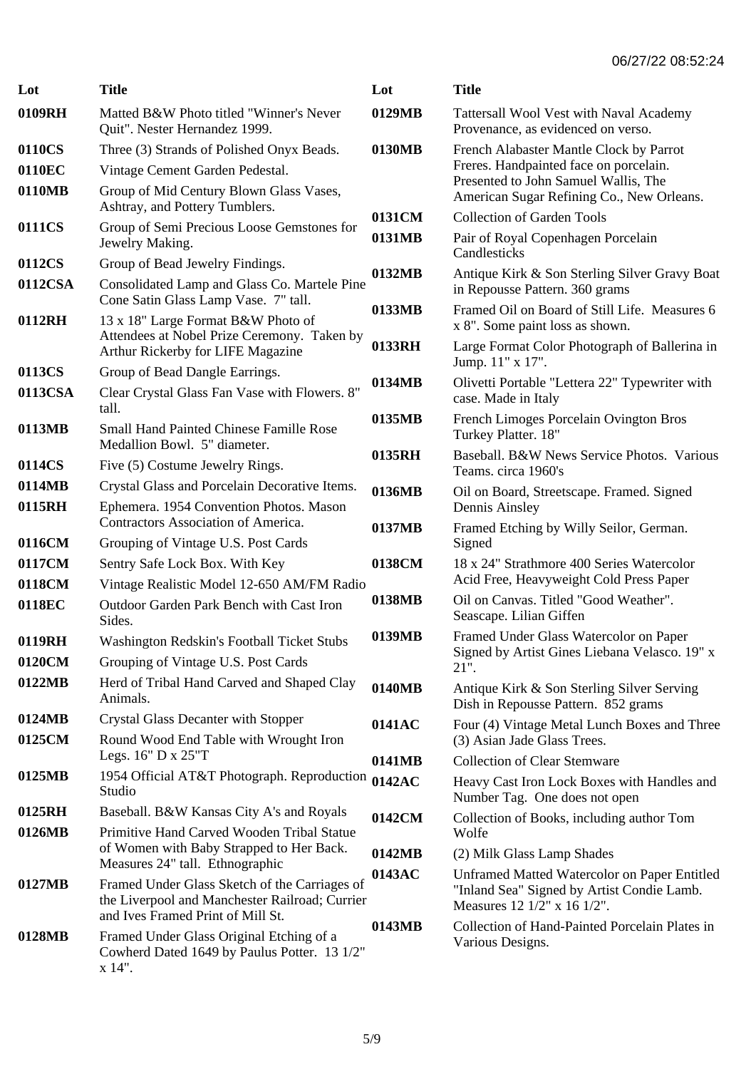| Lot | Title |
|---|---|
| 0109RH | Matted B&W Photo titled "Winner's Never Quit". Nester Hernandez 1999. |
| 0110CS | Three (3) Strands of Polished Onyx Beads. |
| 0110EC | Vintage Cement Garden Pedestal. |
| 0110MB | Group of Mid Century Blown Glass Vases, Ashtray, and Pottery Tumblers. |
| 0111CS | Group of Semi Precious Loose Gemstones for Jewelry Making. |
| 0112CS | Group of Bead Jewelry Findings. |
| 0112CSA | Consolidated Lamp and Glass Co. Martele Pine Cone Satin Glass Lamp Vase. 7" tall. |
| 0112RH | 13 x 18" Large Format B&W Photo of Attendees at Nobel Prize Ceremony. Taken by Arthur Rickerby for LIFE Magazine |
| 0113CS | Group of Bead Dangle Earrings. |
| 0113CSA | Clear Crystal Glass Fan Vase with Flowers. 8" tall. |
| 0113MB | Small Hand Painted Chinese Famille Rose Medallion Bowl. 5" diameter. |
| 0114CS | Five (5) Costume Jewelry Rings. |
| 0114MB | Crystal Glass and Porcelain Decorative Items. |
| 0115RH | Ephemera. 1954 Convention Photos. Mason Contractors Association of America. |
| 0116CM | Grouping of Vintage U.S. Post Cards |
| 0117CM | Sentry Safe Lock Box. With Key |
| 0118CM | Vintage Realistic Model 12-650 AM/FM Radio |
| 0118EC | Outdoor Garden Park Bench with Cast Iron Sides. |
| 0119RH | Washington Redskin's Football Ticket Stubs |
| 0120CM | Grouping of Vintage U.S. Post Cards |
| 0122MB | Herd of Tribal Hand Carved and Shaped Clay Animals. |
| 0124MB | Crystal Glass Decanter with Stopper |
| 0125CM | Round Wood End Table with Wrought Iron Legs. 16" D x 25"T |
| 0125MB | 1954 Official AT&T Photograph. Reproduction Studio |
| 0125RH | Baseball. B&W Kansas City A's and Royals |
| 0126MB | Primitive Hand Carved Wooden Tribal Statue of Women with Baby Strapped to Her Back. Measures 24" tall. Ethnographic |
| 0127MB | Framed Under Glass Sketch of the Carriages of the Liverpool and Manchester Railroad; Currier and Ives Framed Print of Mill St. |
| 0128MB | Framed Under Glass Original Etching of a Cowherd Dated 1649 by Paulus Potter. 13 1/2" x 14". |
| 0129MB | Tattersall Wool Vest with Naval Academy Provenance, as evidenced on verso. |
| 0130MB | French Alabaster Mantle Clock by Parrot Freres. Handpainted face on porcelain. Presented to John Samuel Wallis, The American Sugar Refining Co., New Orleans. |
| 0131CM | Collection of Garden Tools |
| 0131MB | Pair of Royal Copenhagen Porcelain Candlesticks |
| 0132MB | Antique Kirk & Son Sterling Silver Gravy Boat in Repousse Pattern. 360 grams |
| 0133MB | Framed Oil on Board of Still Life. Measures 6 x 8". Some paint loss as shown. |
| 0133RH | Large Format Color Photograph of Ballerina in Jump. 11" x 17". |
| 0134MB | Olivetti Portable "Lettera 22" Typewriter with case. Made in Italy |
| 0135MB | French Limoges Porcelain Ovington Bros Turkey Platter. 18" |
| 0135RH | Baseball. B&W News Service Photos. Various Teams. circa 1960's |
| 0136MB | Oil on Board, Streetscape. Framed. Signed Dennis Ainsley |
| 0137MB | Framed Etching by Willy Seilor, German. Signed |
| 0138CM | 18 x 24" Strathmore 400 Series Watercolor Acid Free, Heavyweight Cold Press Paper |
| 0138MB | Oil on Canvas. Titled "Good Weather". Seascape. Lilian Giffen |
| 0139MB | Framed Under Glass Watercolor on Paper Signed by Artist Gines Liebana Velasco. 19" x 21". |
| 0140MB | Antique Kirk & Son Sterling Silver Serving Dish in Repousse Pattern. 852 grams |
| 0141AC | Four (4) Vintage Metal Lunch Boxes and Three (3) Asian Jade Glass Trees. |
| 0141MB | Collection of Clear Stemware |
| 0142AC | Heavy Cast Iron Lock Boxes with Handles and Number Tag. One does not open |
| 0142CM | Collection of Books, including author Tom Wolfe |
| 0142MB | (2) Milk Glass Lamp Shades |
| 0143AC | Unframed Matted Watercolor on Paper Entitled "Inland Sea" Signed by Artist Condie Lamb. Measures 12 1/2" x 16 1/2". |
| 0143MB | Collection of Hand-Painted Porcelain Plates in Various Designs. |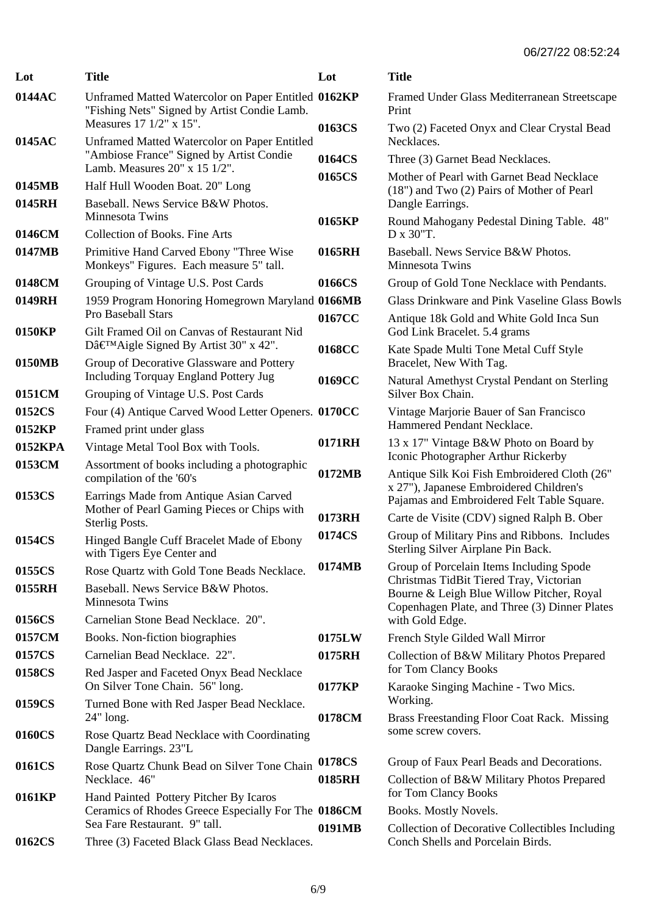| Lot | Title |
|---|---|
| 0144AC | Unframed Matted Watercolor on Paper Entitled "Fishing Nets" Signed by Artist Condie Lamb. Measures 17 1/2" x 15". |
| 0145AC | Unframed Matted Watercolor on Paper Entitled "Ambiose France" Signed by Artist Condie Lamb. Measures 20" x 15 1/2". |
| 0145MB | Half Hull Wooden Boat. 20" Long |
| 0145RH | Baseball. News Service B&W Photos. Minnesota Twins |
| 0146CM | Collection of Books. Fine Arts |
| 0147MB | Primitive Hand Carved Ebony "Three Wise Monkeys" Figures. Each measure 5" tall. |
| 0148CM | Grouping of Vintage U.S. Post Cards |
| 0149RH | 1959 Program Honoring Homegrown Maryland Pro Baseball Stars |
| 0150KP | Gilt Framed Oil on Canvas of Restaurant Nid Dâ€™Aigle Signed By Artist 30" x 42". |
| 0150MB | Group of Decorative Glassware and Pottery Including Torquay England Pottery Jug |
| 0151CM | Grouping of Vintage U.S. Post Cards |
| 0152CS | Four (4) Antique Carved Wood Letter Openers. |
| 0152KP | Framed print under glass |
| 0152KPA | Vintage Metal Tool Box with Tools. |
| 0153CM | Assortment of books including a photographic compilation of the '60's |
| 0153CS | Earrings Made from Antique Asian Carved Mother of Pearl Gaming Pieces or Chips with Sterlig Posts. |
| 0154CS | Hinged Bangle Cuff Bracelet Made of Ebony with Tigers Eye Center and |
| 0155CS | Rose Quartz with Gold Tone Beads Necklace. |
| 0155RH | Baseball. News Service B&W Photos. Minnesota Twins |
| 0156CS | Carnelian Stone Bead Necklace. 20". |
| 0157CM | Books. Non-fiction biographies |
| 0157CS | Carnelian Bead Necklace. 22". |
| 0158CS | Red Jasper and Faceted Onyx Bead Necklace On Silver Tone Chain. 56" long. |
| 0159CS | Turned Bone with Red Jasper Bead Necklace. 24" long. |
| 0160CS | Rose Quartz Bead Necklace with Coordinating Dangle Earrings. 23"L |
| 0161CS | Rose Quartz Chunk Bead on Silver Tone Chain Necklace. 46" |
| 0161KP | Hand Painted Pottery Pitcher By Icaros Ceramics of Rhodes Greece Especially For The Sea Fare Restaurant. 9" tall. |
| 0162CS | Three (3) Faceted Black Glass Bead Necklaces. |
| 0162KP | Framed Under Glass Mediterranean Streetscape Print |
| 0163CS | Two (2) Faceted Onyx and Clear Crystal Bead Necklaces. |
| 0164CS | Three (3) Garnet Bead Necklaces. |
| 0165CS | Mother of Pearl with Garnet Bead Necklace (18") and Two (2) Pairs of Mother of Pearl Dangle Earrings. |
| 0165KP | Round Mahogany Pedestal Dining Table. 48" D x 30"T. |
| 0165RH | Baseball. News Service B&W Photos. Minnesota Twins |
| 0166CS | Group of Gold Tone Necklace with Pendants. |
| 0166MB | Glass Drinkware and Pink Vaseline Glass Bowls |
| 0167CC | Antique 18k Gold and White Gold Inca Sun God Link Bracelet. 5.4 grams |
| 0168CC | Kate Spade Multi Tone Metal Cuff Style Bracelet, New With Tag. |
| 0169CC | Natural Amethyst Crystal Pendant on Sterling Silver Box Chain. |
| 0170CC | Vintage Marjorie Bauer of San Francisco Hammered Pendant Necklace. |
| 0171RH | 13 x 17" Vintage B&W Photo on Board by Iconic Photographer Arthur Rickerby |
| 0172MB | Antique Silk Koi Fish Embroidered Cloth (26" x 27"), Japanese Embroidered Children's Pajamas and Embroidered Felt Table Square. |
| 0173RH | Carte de Visite (CDV) signed Ralph B. Ober |
| 0174CS | Group of Military Pins and Ribbons. Includes Sterling Silver Airplane Pin Back. |
| 0174MB | Group of Porcelain Items Including Spode Christmas TidBit Tiered Tray, Victorian Bourne & Leigh Blue Willow Pitcher, Royal Copenhagen Plate, and Three (3) Dinner Plates with Gold Edge. |
| 0175LW | French Style Gilded Wall Mirror |
| 0175RH | Collection of B&W Military Photos Prepared for Tom Clancy Books |
| 0177KP | Karaoke Singing Machine - Two Mics. Working. |
| 0178CM | Brass Freestanding Floor Coat Rack. Missing some screw covers. |
| 0178CS | Group of Faux Pearl Beads and Decorations. |
| 0185RH | Collection of B&W Military Photos Prepared for Tom Clancy Books |
| 0186CM | Books. Mostly Novels. |
| 0191MB | Collection of Decorative Collectibles Including Conch Shells and Porcelain Birds. |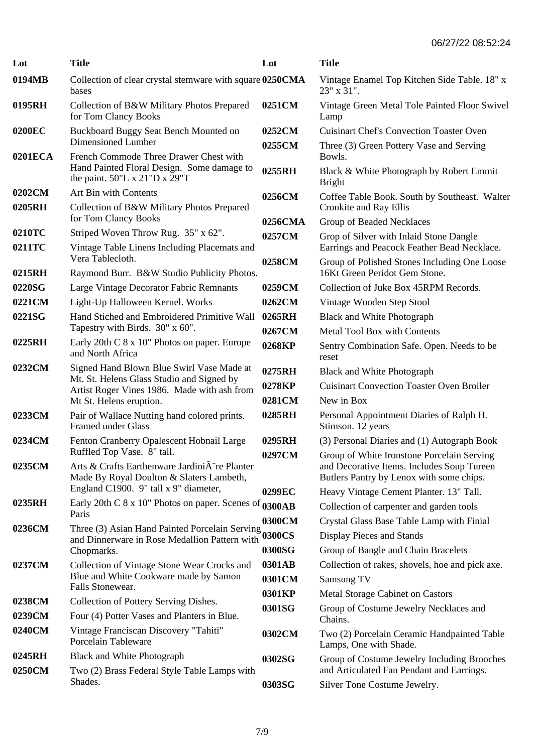06/27/22 08:52:24

| Lot | Title |
| --- | --- |
| 0194MB | Collection of clear crystal stemware with square bases |
| 0195RH | Collection of B&W Military Photos Prepared for Tom Clancy Books |
| 0200EC | Buckboard Buggy Seat Bench Mounted on Dimensioned Lumber |
| 0201ECA | French Commode Three Drawer Chest with Hand Painted Floral Design. Some damage to the paint. 50"L x 21"D x 29"T |
| 0202CM | Art Bin with Contents |
| 0205RH | Collection of B&W Military Photos Prepared for Tom Clancy Books |
| 0210TC | Striped Woven Throw Rug. 35" x 62". |
| 0211TC | Vintage Table Linens Including Placemats and Vera Tablecloth. |
| 0215RH | Raymond Burr. B&W Studio Publicity Photos. |
| 0220SG | Large Vintage Decorator Fabric Remnants |
| 0221CM | Light-Up Halloween Kernel. Works |
| 0221SG | Hand Stiched and Embroidered Primitive Wall Tapestry with Birds. 30" x 60". |
| 0225RH | Early 20th C 8 x 10" Photos on paper. Europe and North Africa |
| 0232CM | Signed Hand Blown Blue Swirl Vase Made at Mt. St. Helens Glass Studio and Signed by Artist Roger Vines 1986. Made with ash from Mt St. Helens eruption. |
| 0233CM | Pair of Wallace Nutting hand colored prints. Framed under Glass |
| 0234CM | Fenton Cranberry Opalescent Hobnail Large Ruffled Top Vase. 8" tall. |
| 0235CM | Arts & Crafts Earthenware JardiniÃ¨re Planter Made By Royal Doulton & Slaters Lambeth, England C1900. 9" tall x 9" diameter, |
| 0235RH | Early 20th C 8 x 10" Photos on paper. Scenes of Paris |
| 0236CM | Three (3) Asian Hand Painted Porcelain Serving and Dinnerware in Rose Medallion Pattern with Chopmarks. |
| 0237CM | Collection of Vintage Stone Wear Crocks and Blue and White Cookware made by Samon Falls Stonewear. |
| 0238CM | Collection of Pottery Serving Dishes. |
| 0239CM | Four (4) Potter Vases and Planters in Blue. |
| 0240CM | Vintage Franciscan Discovery "Tahiti" Porcelain Tableware |
| 0245RH | Black and White Photograph |
| 0250CM | Two (2) Brass Federal Style Table Lamps with Shades. |
| 0250CMA | Vintage Enamel Top Kitchen Side Table. 18" x 23" x 31". |
| 0251CM | Vintage Green Metal Tole Painted Floor Swivel Lamp |
| 0252CM | Cuisinart Chef's Convection Toaster Oven |
| 0255CM | Three (3) Green Pottery Vase and Serving Bowls. |
| 0255RH | Black & White Photograph by Robert Emmit Bright |
| 0256CM | Coffee Table Book. South by Southeast. Walter Cronkite and Ray Ellis |
| 0256CMA | Group of Beaded Necklaces |
| 0257CM | Grop of Silver with Inlaid Stone Dangle Earrings and Peacock Feather Bead Necklace. |
| 0258CM | Group of Polished Stones Including One Loose 16Kt Green Peridot Gem Stone. |
| 0259CM | Collection of Juke Box 45RPM Records. |
| 0262CM | Vintage Wooden Step Stool |
| 0265RH | Black and White Photograph |
| 0267CM | Metal Tool Box with Contents |
| 0268KP | Sentry Combination Safe. Open. Needs to be reset |
| 0275RH | Black and White Photograph |
| 0278KP | Cuisinart Convection Toaster Oven Broiler |
| 0281CM | New in Box |
| 0285RH | Personal Appointment Diaries of Ralph H. Stimson. 12 years |
| 0295RH | (3) Personal Diaries and (1) Autograph Book |
| 0297CM | Group of White Ironstone Porcelain Serving and Decorative Items. Includes Soup Tureen Butlers Pantry by Lenox with some chips. |
| 0299EC | Heavy Vintage Cement Planter. 13" Tall. |
| 0300AB | Collection of carpenter and garden tools |
| 0300CM | Crystal Glass Base Table Lamp with Finial |
| 0300CS | Display Pieces and Stands |
| 0300SG | Group of Bangle and Chain Bracelets |
| 0301AB | Collection of rakes, shovels, hoe and pick axe. |
| 0301CM | Samsung TV |
| 0301KP | Metal Storage Cabinet on Castors |
| 0301SG | Group of Costume Jewelry Necklaces and Chains. |
| 0302CM | Two (2) Porcelain Ceramic Handpainted Table Lamps, One with Shade. |
| 0302SG | Group of Costume Jewelry Including Brooches and Articulated Fan Pendant and Earrings. |
| 0303SG | Silver Tone Costume Jewelry. |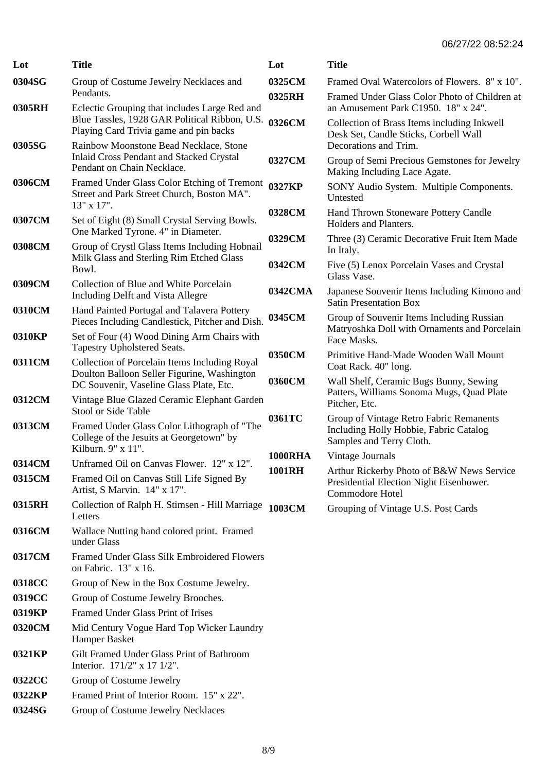| Lot | Title |
| --- | --- |
| 0304SG | Group of Costume Jewelry Necklaces and Pendants. |
| 0305RH | Eclectic Grouping that includes Large Red and Blue Tassles, 1928 GAR Political Ribbon, U.S. Playing Card Trivia game and pin backs |
| 0305SG | Rainbow Moonstone Bead Necklace, Stone Inlaid Cross Pendant and Stacked Crystal Pendant on Chain Necklace. |
| 0306CM | Framed Under Glass Color Etching of Tremont Street and Park Street Church, Boston MA". 13" x 17". |
| 0307CM | Set of Eight (8) Small Crystal Serving Bowls. One Marked Tyrone. 4" in Diameter. |
| 0308CM | Group of Crystl Glass Items Including Hobnail Milk Glass and Sterling Rim Etched Glass Bowl. |
| 0309CM | Collection of Blue and White Porcelain Including Delft and Vista Allegre |
| 0310CM | Hand Painted Portugal and Talavera Pottery Pieces Including Candlestick, Pitcher and Dish. |
| 0310KP | Set of Four (4) Wood Dining Arm Chairs with Tapestry Upholstered Seats. |
| 0311CM | Collection of Porcelain Items Including Royal Doulton Balloon Seller Figurine, Washington DC Souvenir, Vaseline Glass Plate, Etc. |
| 0312CM | Vintage Blue Glazed Ceramic Elephant Garden Stool or Side Table |
| 0313CM | Framed Under Glass Color Lithograph of "The College of the Jesuits at Georgetown" by Kilburn. 9" x 11". |
| 0314CM | Unframed Oil on Canvas Flower. 12" x 12". |
| 0315CM | Framed Oil on Canvas Still Life Signed By Artist, S Marvin. 14" x 17". |
| 0315RH | Collection of Ralph H. Stimsen - Hill Marriage Letters |
| 0316CM | Wallace Nutting hand colored print. Framed under Glass |
| 0317CM | Framed Under Glass Silk Embroidered Flowers on Fabric. 13" x 16. |
| 0318CC | Group of New in the Box Costume Jewelry. |
| 0319CC | Group of Costume Jewelry Brooches. |
| 0319KP | Framed Under Glass Print of Irises |
| 0320CM | Mid Century Vogue Hard Top Wicker Laundry Hamper Basket |
| 0321KP | Gilt Framed Under Glass Print of Bathroom Interior. 171/2" x 17 1/2". |
| 0322CC | Group of Costume Jewelry |
| 0322KP | Framed Print of Interior Room. 15" x 22". |
| 0324SG | Group of Costume Jewelry Necklaces |
| 0325CM | Framed Oval Watercolors of Flowers. 8" x 10". |
| 0325RH | Framed Under Glass Color Photo of Children at an Amusement Park C1950. 18" x 24". |
| 0326CM | Collection of Brass Items including Inkwell Desk Set, Candle Sticks, Corbell Wall Decorations and Trim. |
| 0327CM | Group of Semi Precious Gemstones for Jewelry Making Including Lace Agate. |
| 0327KP | SONY Audio System. Multiple Components. Untested |
| 0328CM | Hand Thrown Stoneware Pottery Candle Holders and Planters. |
| 0329CM | Three (3) Ceramic Decorative Fruit Item Made In Italy. |
| 0342CM | Five (5) Lenox Porcelain Vases and Crystal Glass Vase. |
| 0342CMA | Japanese Souvenir Items Including Kimono and Satin Presentation Box |
| 0345CM | Group of Souvenir Items Including Russian Matryoshka Doll with Ornaments and Porcelain Face Masks. |
| 0350CM | Primitive Hand-Made Wooden Wall Mount Coat Rack. 40" long. |
| 0360CM | Wall Shelf, Ceramic Bugs Bunny, Sewing Patters, Williams Sonoma Mugs, Quad Plate Pitcher, Etc. |
| 0361TC | Group of Vintage Retro Fabric Remanents Including Holly Hobbie, Fabric Catalog Samples and Terry Cloth. |
| 1000RHA | Vintage Journals |
| 1001RH | Arthur Rickerby Photo of B&W News Service Presidential Election Night Eisenhower. Commodore Hotel |
| 1003CM | Grouping of Vintage U.S. Post Cards |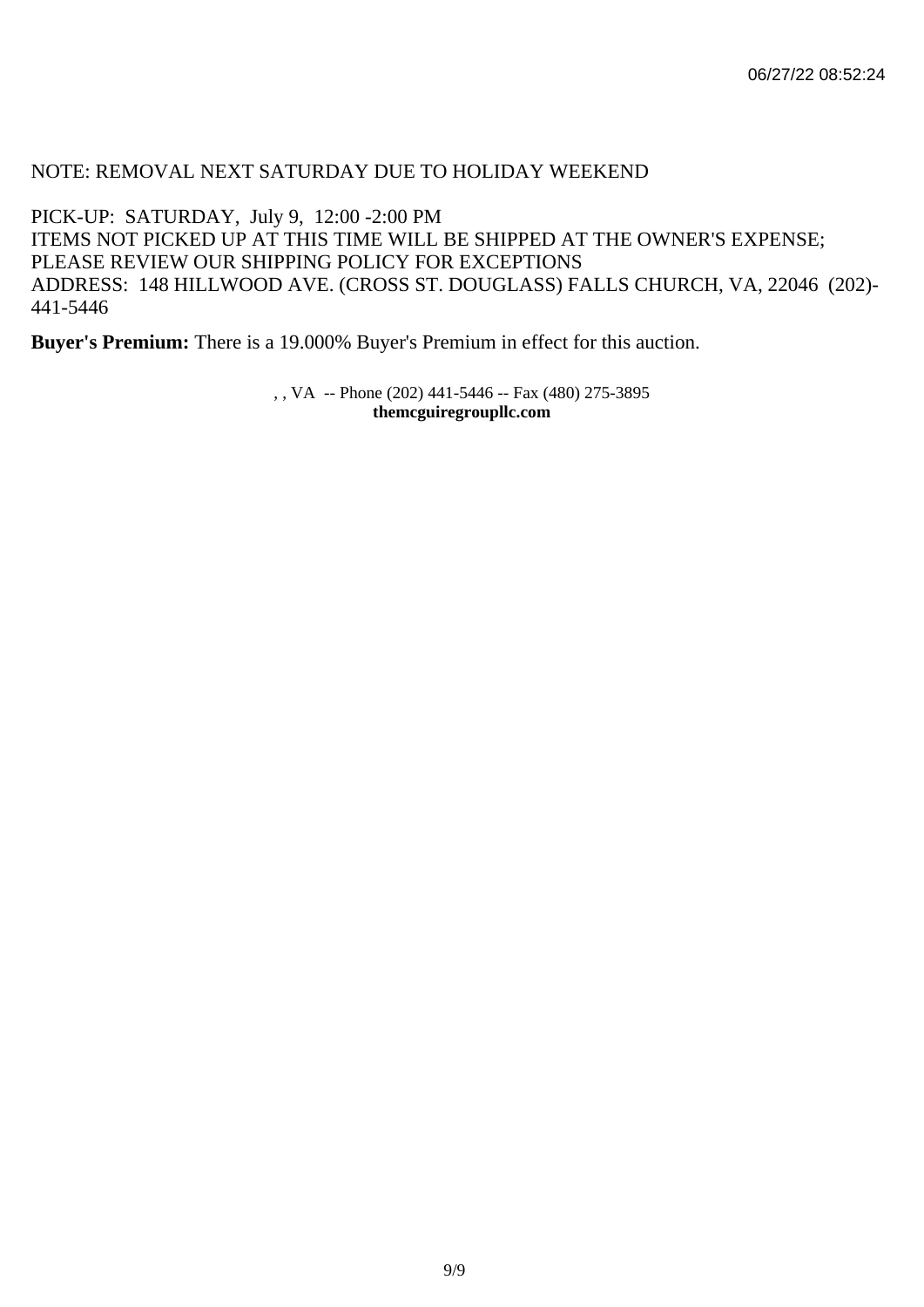NOTE: REMOVAL NEXT SATURDAY DUE TO HOLIDAY WEEKEND

PICK-UP: SATURDAY, July 9, 12:00 -2:00 PM
ITEMS NOT PICKED UP AT THIS TIME WILL BE SHIPPED AT THE OWNER'S EXPENSE; PLEASE REVIEW OUR SHIPPING POLICY FOR EXCEPTIONS
ADDRESS: 148 HILLWOOD AVE. (CROSS ST. DOUGLASS) FALLS CHURCH, VA, 22046 (202)-441-5446

**Buyer's Premium:** There is a 19.000% Buyer's Premium in effect for this auction.

, , VA -- Phone (202) 441-5446 -- Fax (480) 275-3895
**themcguiregroupllc.com**